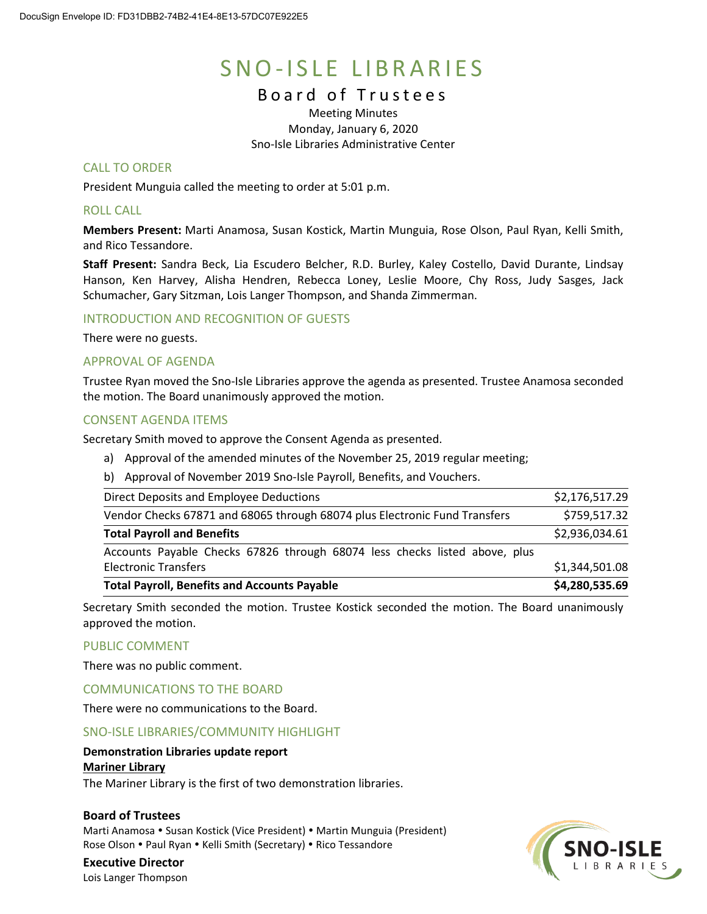# SNO-ISLE LIBRARIES

## Board of Trustees

Meeting Minutes
Monday, January 6, 2020
Sno-Isle Libraries Administrative Center

### CALL TO ORDER

President Munguia called the meeting to order at 5:01 p.m.

### ROLL CALL

**Members Present:** Marti Anamosa, Susan Kostick, Martin Munguia, Rose Olson, Paul Ryan, Kelli Smith, and Rico Tessandore.

**Staff Present:** Sandra Beck, Lia Escudero Belcher, R.D. Burley, Kaley Costello, David Durante, Lindsay Hanson, Ken Harvey, Alisha Hendren, Rebecca Loney, Leslie Moore, Chy Ross, Judy Sasges, Jack Schumacher, Gary Sitzman, Lois Langer Thompson, and Shanda Zimmerman.

### INTRODUCTION AND RECOGNITION OF GUESTS

There were no guests.

### APPROVAL OF AGENDA

Trustee Ryan moved the Sno-Isle Libraries approve the agenda as presented. Trustee Anamosa seconded the motion. The Board unanimously approved the motion.

### CONSENT AGENDA ITEMS

Secretary Smith moved to approve the Consent Agenda as presented.

a) Approval of the amended minutes of the November 25, 2019 regular meeting;
b) Approval of November 2019 Sno-Isle Payroll, Benefits, and Vouchers.

| | |
|---|---:|
| Direct Deposits and Employee Deductions | $2,176,517.29 |
| Vendor Checks 67871 and 68065 through 68074 plus Electronic Fund Transfers | $759,517.32 |
| **Total Payroll and Benefits** | $2,936,034.61 |
| Accounts Payable Checks 67826 through 68074 less checks listed above, plus Electronic Transfers | $1,344,501.08 |
| **Total Payroll, Benefits and Accounts Payable** | **$4,280,535.69** |

Secretary Smith seconded the motion. Trustee Kostick seconded the motion. The Board unanimously approved the motion.

### PUBLIC COMMENT

There was no public comment.

### COMMUNICATIONS TO THE BOARD

There were no communications to the Board.

### SNO-ISLE LIBRARIES/COMMUNITY HIGHLIGHT

**Demonstration Libraries update report**

**Mariner Library**

The Mariner Library is the first of two demonstration libraries.

**Board of Trustees**
Marti Anamosa • Susan Kostick (Vice President) • Martin Munguia (President)
Rose Olson • Paul Ryan • Kelli Smith (Secretary) • Rico Tessandore

**Executive Director**
Lois Langer Thompson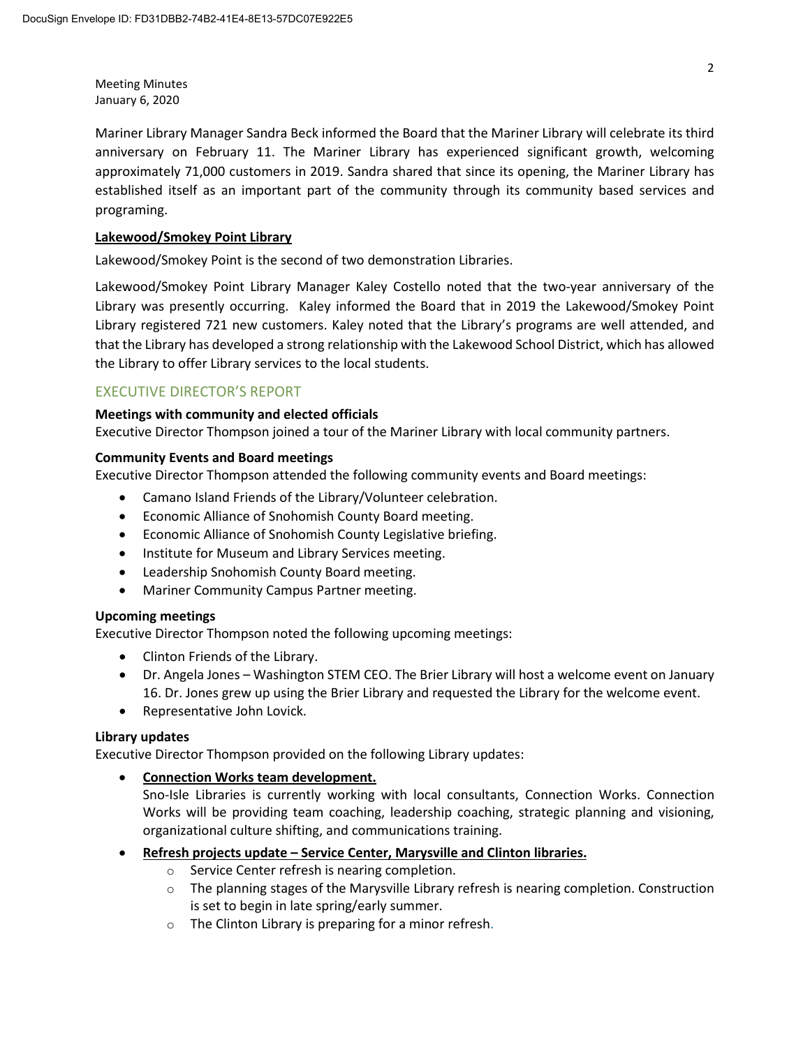Mariner Library Manager Sandra Beck informed the Board that the Mariner Library will celebrate its third anniversary on February 11. The Mariner Library has experienced significant growth, welcoming approximately 71,000 customers in 2019. Sandra shared that since its opening, the Mariner Library has established itself as an important part of the community through its community based services and programing.

**Lakewood/Smokey Point Library**

Lakewood/Smokey Point is the second of two demonstration Libraries.

Lakewood/Smokey Point Library Manager Kaley Costello noted that the two-year anniversary of the Library was presently occurring. Kaley informed the Board that in 2019 the Lakewood/Smokey Point Library registered 721 new customers. Kaley noted that the Library's programs are well attended, and that the Library has developed a strong relationship with the Lakewood School District, which has allowed the Library to offer Library services to the local students.

## EXECUTIVE DIRECTOR'S REPORT

**Meetings with community and elected officials**

Executive Director Thompson joined a tour of the Mariner Library with local community partners.

**Community Events and Board meetings**

Executive Director Thompson attended the following community events and Board meetings:

- Camano Island Friends of the Library/Volunteer celebration.
- Economic Alliance of Snohomish County Board meeting.
- Economic Alliance of Snohomish County Legislative briefing.
- Institute for Museum and Library Services meeting.
- Leadership Snohomish County Board meeting.
- Mariner Community Campus Partner meeting.

**Upcoming meetings**

Executive Director Thompson noted the following upcoming meetings:

- Clinton Friends of the Library.
- Dr. Angela Jones – Washington STEM CEO. The Brier Library will host a welcome event on January 16. Dr. Jones grew up using the Brier Library and requested the Library for the welcome event.
- Representative John Lovick.

**Library updates**

Executive Director Thompson provided on the following Library updates:

- **Connection Works team development.**
  Sno-Isle Libraries is currently working with local consultants, Connection Works. Connection Works will be providing team coaching, leadership coaching, strategic planning and visioning, organizational culture shifting, and communications training.
- **Refresh projects update – Service Center, Marysville and Clinton libraries.**
  - Service Center refresh is nearing completion.
  - The planning stages of the Marysville Library refresh is nearing completion. Construction is set to begin in late spring/early summer.
  - The Clinton Library is preparing for a minor refresh.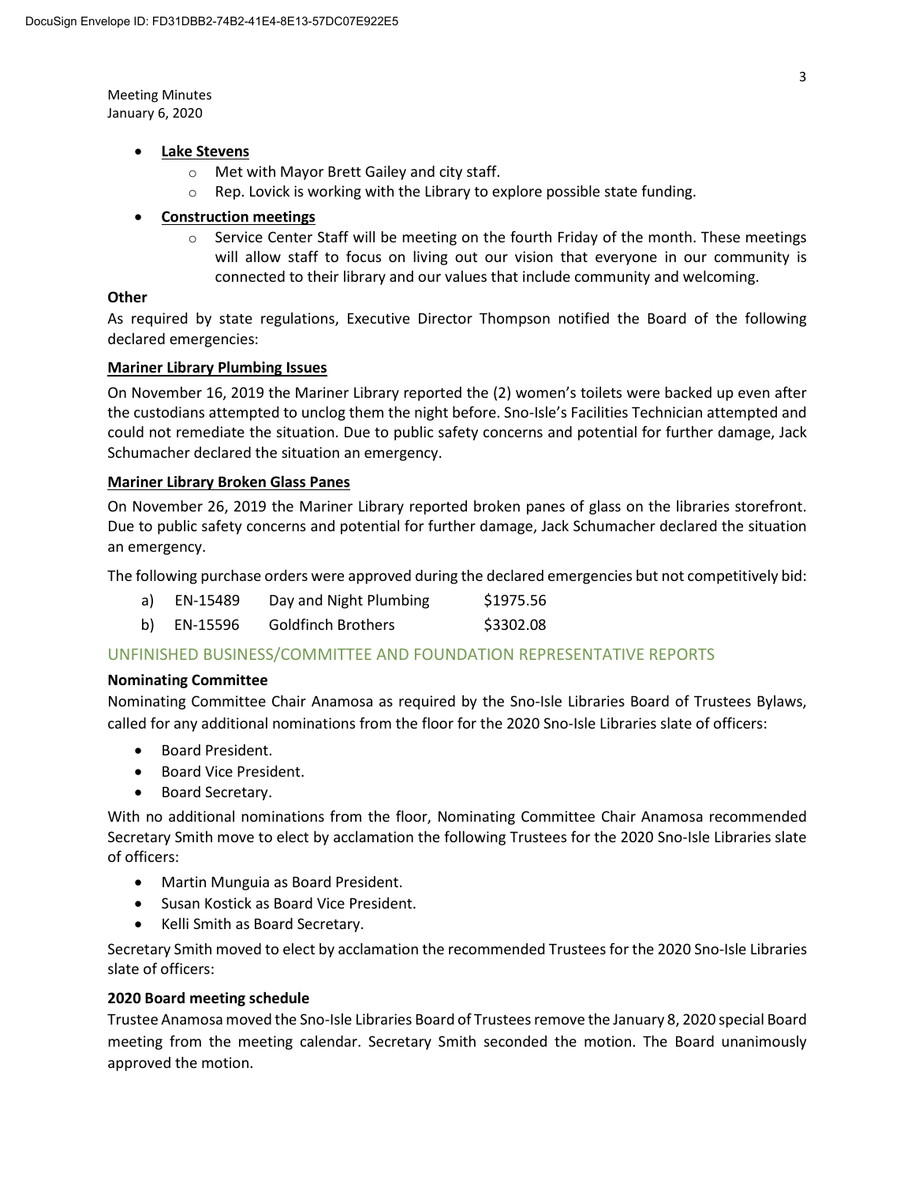- **Lake Stevens**
    - Met with Mayor Brett Gailey and city staff.
    - Rep. Lovick is working with the Library to explore possible state funding.
- **Construction meetings**
    - Service Center Staff will be meeting on the fourth Friday of the month. These meetings will allow staff to focus on living out our vision that everyone in our community is connected to their library and our values that include community and welcoming.

**Other**

As required by state regulations, Executive Director Thompson notified the Board of the following declared emergencies:

**Mariner Library Plumbing Issues**

On November 16, 2019 the Mariner Library reported the (2) women's toilets were backed up even after the custodians attempted to unclog them the night before. Sno-Isle's Facilities Technician attempted and could not remediate the situation. Due to public safety concerns and potential for further damage, Jack Schumacher declared the situation an emergency.

**Mariner Library Broken Glass Panes**

On November 26, 2019 the Mariner Library reported broken panes of glass on the libraries storefront. Due to public safety concerns and potential for further damage, Jack Schumacher declared the situation an emergency.

The following purchase orders were approved during the declared emergencies but not competitively bid:

a) EN-15489 Day and Night Plumbing $1975.56

b) EN-15596 Goldfinch Brothers $3302.08

## UNFINISHED BUSINESS/COMMITTEE AND FOUNDATION REPRESENTATIVE REPORTS

**Nominating Committee**

Nominating Committee Chair Anamosa as required by the Sno-Isle Libraries Board of Trustees Bylaws, called for any additional nominations from the floor for the 2020 Sno-Isle Libraries slate of officers:

- Board President.
- Board Vice President.
- Board Secretary.

With no additional nominations from the floor, Nominating Committee Chair Anamosa recommended Secretary Smith move to elect by acclamation the following Trustees for the 2020 Sno-Isle Libraries slate of officers:

- Martin Munguia as Board President.
- Susan Kostick as Board Vice President.
- Kelli Smith as Board Secretary.

Secretary Smith moved to elect by acclamation the recommended Trustees for the 2020 Sno-Isle Libraries slate of officers:

**2020 Board meeting schedule**

Trustee Anamosa moved the Sno-Isle Libraries Board of Trustees remove the January 8, 2020 special Board meeting from the meeting calendar. Secretary Smith seconded the motion. The Board unanimously approved the motion.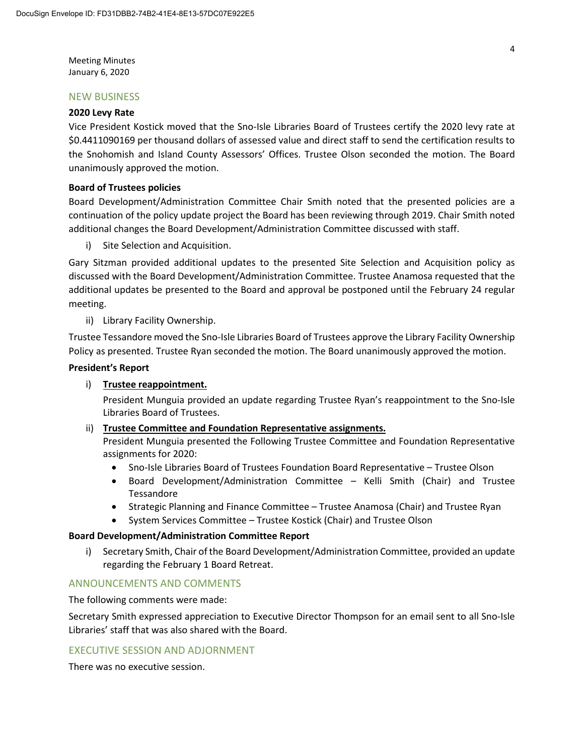Meeting Minutes
January 6, 2020

## NEW BUSINESS

**2020 Levy Rate**

Vice President Kostick moved that the Sno-Isle Libraries Board of Trustees certify the 2020 levy rate at $0.4411090169 per thousand dollars of assessed value and direct staff to send the certification results to the Snohomish and Island County Assessors' Offices. Trustee Olson seconded the motion. The Board unanimously approved the motion.

**Board of Trustees policies**

Board Development/Administration Committee Chair Smith noted that the presented policies are a continuation of the policy update project the Board has been reviewing through 2019. Chair Smith noted additional changes the Board Development/Administration Committee discussed with staff.

i) Site Selection and Acquisition.

Gary Sitzman provided additional updates to the presented Site Selection and Acquisition policy as discussed with the Board Development/Administration Committee. Trustee Anamosa requested that the additional updates be presented to the Board and approval be postponed until the February 24 regular meeting.

ii) Library Facility Ownership.

Trustee Tessandore moved the Sno-Isle Libraries Board of Trustees approve the Library Facility Ownership Policy as presented. Trustee Ryan seconded the motion. The Board unanimously approved the motion.

**President's Report**

i) **Trustee reappointment.**

President Munguia provided an update regarding Trustee Ryan's reappointment to the Sno-Isle Libraries Board of Trustees.

ii) **Trustee Committee and Foundation Representative assignments.**

President Munguia presented the Following Trustee Committee and Foundation Representative assignments for 2020:

- Sno-Isle Libraries Board of Trustees Foundation Board Representative – Trustee Olson
- Board Development/Administration Committee – Kelli Smith (Chair) and Trustee Tessandore
- Strategic Planning and Finance Committee – Trustee Anamosa (Chair) and Trustee Ryan
- System Services Committee – Trustee Kostick (Chair) and Trustee Olson

**Board Development/Administration Committee Report**

i) Secretary Smith, Chair of the Board Development/Administration Committee, provided an update regarding the February 1 Board Retreat.

## ANNOUNCEMENTS AND COMMENTS

The following comments were made:

Secretary Smith expressed appreciation to Executive Director Thompson for an email sent to all Sno-Isle Libraries' staff that was also shared with the Board.

## EXECUTIVE SESSION AND ADJOURNMENT

There was no executive session.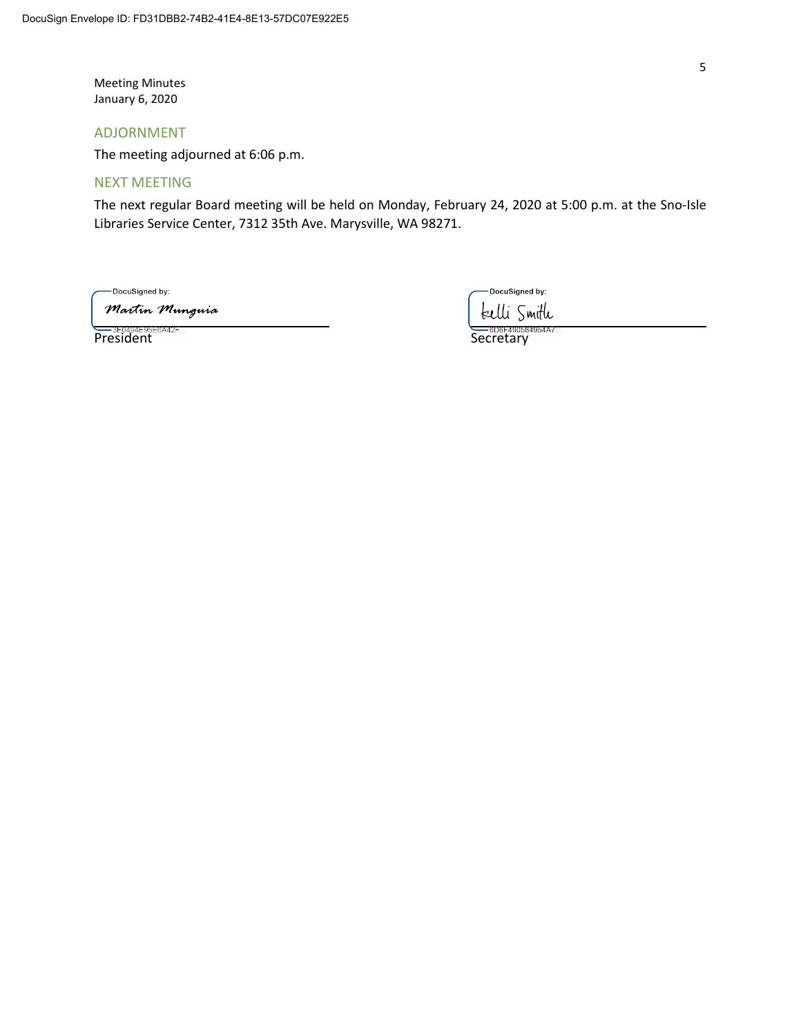Meeting Minutes
January 6, 2020

## ADJOURNMENT

The meeting adjourned at 6:06 p.m.

## NEXT MEETING

The next regular Board meeting will be held on Monday, February 24, 2020 at 5:00 p.m. at the Sno-Isle Libraries Service Center, 7312 35th Ave. Marysville, WA 98271.

DocuSigned by:
Martin Munguia
3E0494E95E6A42F...
President

DocuSigned by:
Kelli Smith
6D8F490584954A7...
Secretary